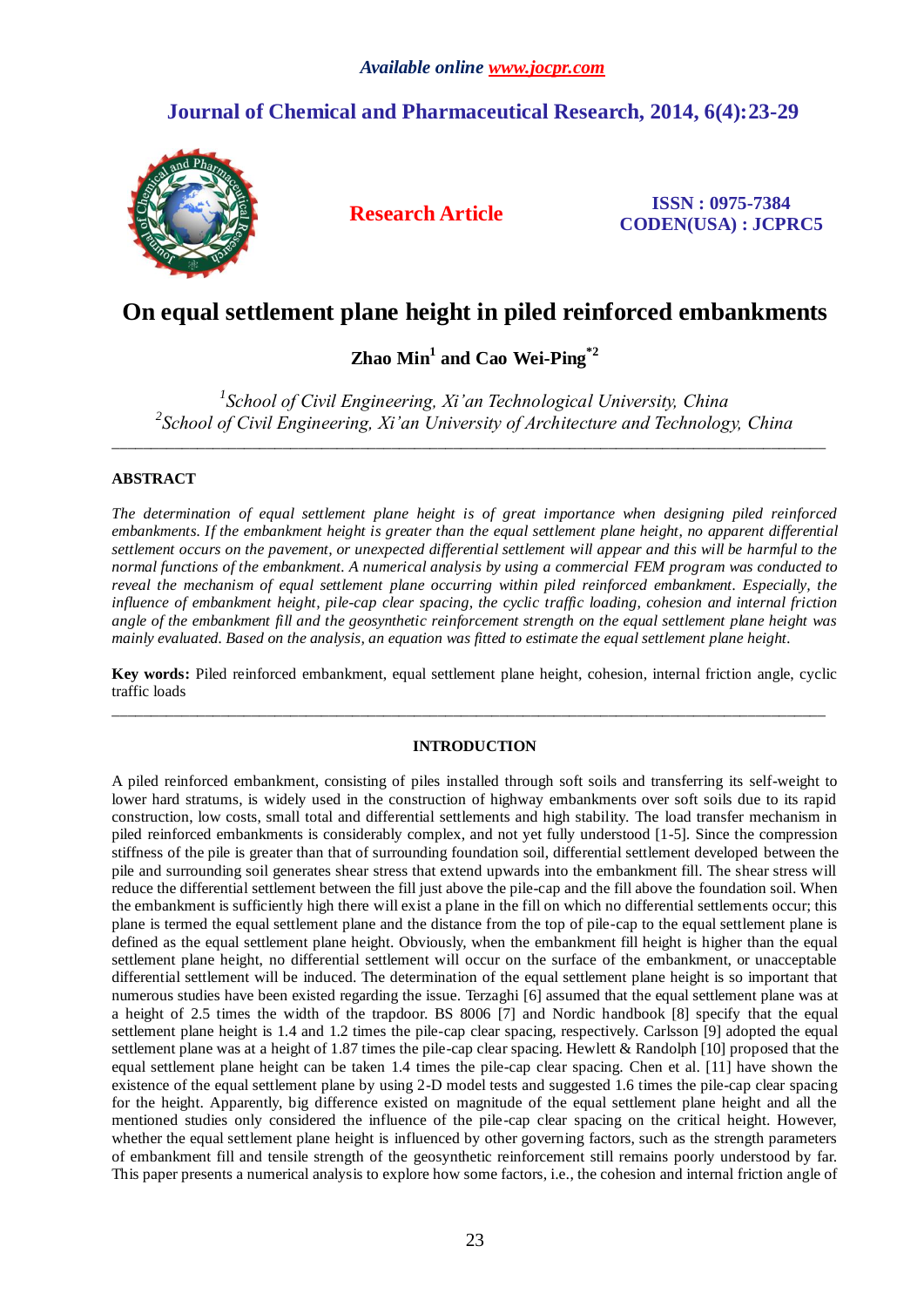*Available online www.jocpr.com*

## Journal of Chemical and Pharmaceutical Research, 2014, 6(4):23-29

**Research Article**

**ISSN : 0975-7384**
**CODEN(USA) : JCPRC5**

# On equal settlement plane height in piled reinforced embankments

**Zhao Min[1] and Cao Wei-Ping[*2]**

*[1]School of Civil Engineering, Xi'an Technological University, China*
*[2]School of Civil Engineering, Xi'an University of Architecture and Technology, China*

---

## ABSTRACT

*The determination of equal settlement plane height is of great importance when designing piled reinforced embankments. If the embankment height is greater than the equal settlement plane height, no apparent differential settlement occurs on the pavement, or unexpected differential settlement will appear and this will be harmful to the normal functions of the embankment. A numerical analysis by using a commercial FEM program was conducted to reveal the mechanism of equal settlement plane occurring within piled reinforced embankment. Especially, the influence of embankment height, pile-cap clear spacing, the cyclic traffic loading, cohesion and internal friction angle of the embankment fill and the geosynthetic reinforcement strength on the equal settlement plane height was mainly evaluated. Based on the analysis, an equation was fitted to estimate the equal settlement plane height.*

**Key words:** Piled reinforced embankment, equal settlement plane height, cohesion, internal friction angle, cyclic traffic loads

---

## INTRODUCTION

A piled reinforced embankment, consisting of piles installed through soft soils and transferring its self-weight to lower hard stratums, is widely used in the construction of highway embankments over soft soils due to its rapid construction, low costs, small total and differential settlements and high stability. The load transfer mechanism in piled reinforced embankments is considerably complex, and not yet fully understood [1-5]. Since the compression stiffness of the pile is greater than that of surrounding foundation soil, differential settlement developed between the pile and surrounding soil generates shear stress that extend upwards into the embankment fill. The shear stress will reduce the differential settlement between the fill just above the pile-cap and the fill above the foundation soil. When the embankment is sufficiently high there will exist a plane in the fill on which no differential settlements occur; this plane is termed the equal settlement plane and the distance from the top of pile-cap to the equal settlement plane is defined as the equal settlement plane height. Obviously, when the embankment fill height is higher than the equal settlement plane height, no differential settlement will occur on the surface of the embankment, or unacceptable differential settlement will be induced. The determination of the equal settlement plane height is so important that numerous studies have been existed regarding the issue. Terzaghi [6] assumed that the equal settlement plane was at a height of 2.5 times the width of the trapdoor. BS 8006 [7] and Nordic handbook [8] specify that the equal settlement plane height is 1.4 and 1.2 times the pile-cap clear spacing, respectively. Carlsson [9] adopted the equal settlement plane was at a height of 1.87 times the pile-cap clear spacing. Hewlett & Randolph [10] proposed that the equal settlement plane height can be taken 1.4 times the pile-cap clear spacing. Chen et al. [11] have shown the existence of the equal settlement plane by using 2-D model tests and suggested 1.6 times the pile-cap clear spacing for the height. Apparently, big difference existed on magnitude of the equal settlement plane height and all the mentioned studies only considered the influence of the pile-cap clear spacing on the critical height. However, whether the equal settlement plane height is influenced by other governing factors, such as the strength parameters of embankment fill and tensile strength of the geosynthetic reinforcement still remains poorly understood by far. This paper presents a numerical analysis to explore how some factors, i.e., the cohesion and internal friction angle of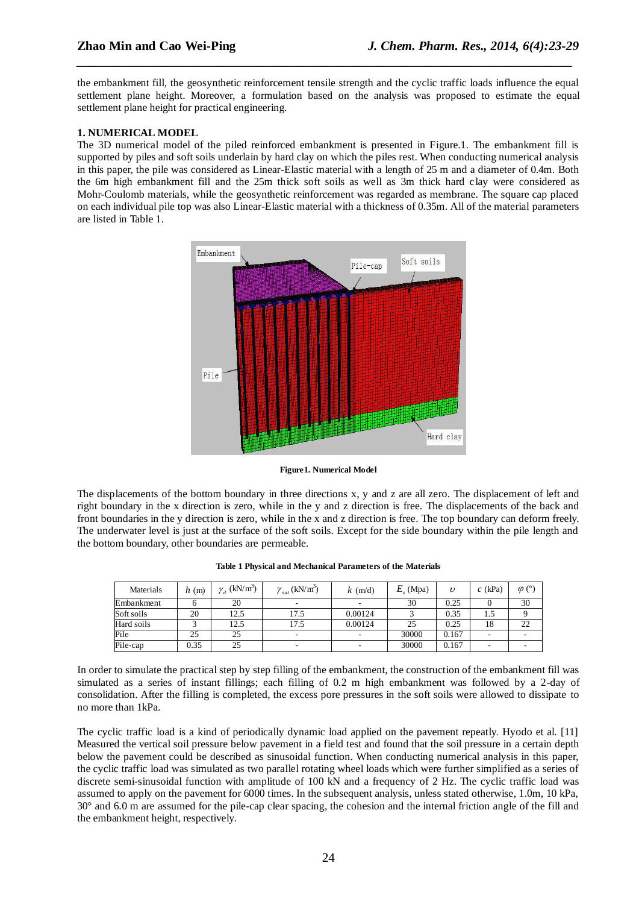the embankment fill, the geosynthetic reinforcement tensile strength and the cyclic traffic loads influence the equal settlement plane height. Moreover, a formulation based on the analysis was proposed to estimate the equal settlement plane height for practical engineering.

## 1. NUMERICAL MODEL

The 3D numerical model of the piled reinforced embankment is presented in Figure.1. The embankment fill is supported by piles and soft soils underlain by hard clay on which the piles rest. When conducting numerical analysis in this paper, the pile was considered as Linear-Elastic material with a length of 25 m and a diameter of 0.4m. Both the 6m high embankment fill and the 25m thick soft soils as well as 3m thick hard clay were considered as Mohr-Coulomb materials, while the geosynthetic reinforcement was regarded as membrane. The square cap placed on each individual pile top was also Linear-Elastic material with a thickness of 0.35m. All of the material parameters are listed in Table 1.

Embankment

Pile-cap

Soft soils

Pile

Hard clay

**Figure1. Numerical Model**

The displacements of the bottom boundary in three directions x, y and z are all zero. The displacement of left and right boundary in the x direction is zero, while in the y and z direction is free. The displacements of the back and front boundaries in the y direction is zero, while in the x and z direction is free. The top boundary can deform freely. The underwater level is just at the surface of the soft soils. Except for the side boundary within the pile length and the bottom boundary, other boundaries are permeable.

**Table 1 Physical and Mechanical Parameters of the Materials**

| Materials | $h$ (m) | $\gamma_d$ (kN/m$^3$) | $\gamma_{sat}$ (kN/m$^3$) | $k$ (m/d) | $E_s$ (Mpa) | $\upsilon$ | $c$ (kPa) | $\varphi$ (°) |
|---|---|---|---|---|---|---|---|---|
| Embankment | 6 | 20 | - | - | 30 | 0.25 | 0 | 30 |
| Soft soils | 20 | 12.5 | 17.5 | 0.00124 | 3 | 0.35 | 1.5 | 9 |
| Hard soils | 3 | 12.5 | 17.5 | 0.00124 | 25 | 0.25 | 18 | 22 |
| Pile | 25 | 25 | - | - | 30000 | 0.167 | - | - |
| Pile-cap | 0.35 | 25 | - | - | 30000 | 0.167 | - | - |

In order to simulate the practical step by step filling of the embankment, the construction of the embankment fill was simulated as a series of instant fillings; each filling of 0.2 m high embankment was followed by a 2-day of consolidation. After the filling is completed, the excess pore pressures in the soft soils were allowed to dissipate to no more than 1kPa.

The cyclic traffic load is a kind of periodically dynamic load applied on the pavement repeatly. Hyodo et al. [11] Measured the vertical soil pressure below pavement in a field test and found that the soil pressure in a certain depth below the pavement could be described as sinusoidal function. When conducting numerical analysis in this paper, the cyclic traffic load was simulated as two parallel rotating wheel loads which were further simplified as a series of discrete semi-sinusoidal function with amplitude of 100 kN and a frequency of 2 Hz. The cyclic traffic load was assumed to apply on the pavement for 6000 times. In the subsequent analysis, unless stated otherwise, 1.0m, 10 kPa, 30° and 6.0 m are assumed for the pile-cap clear spacing, the cohesion and the internal friction angle of the fill and the embankment height, respectively.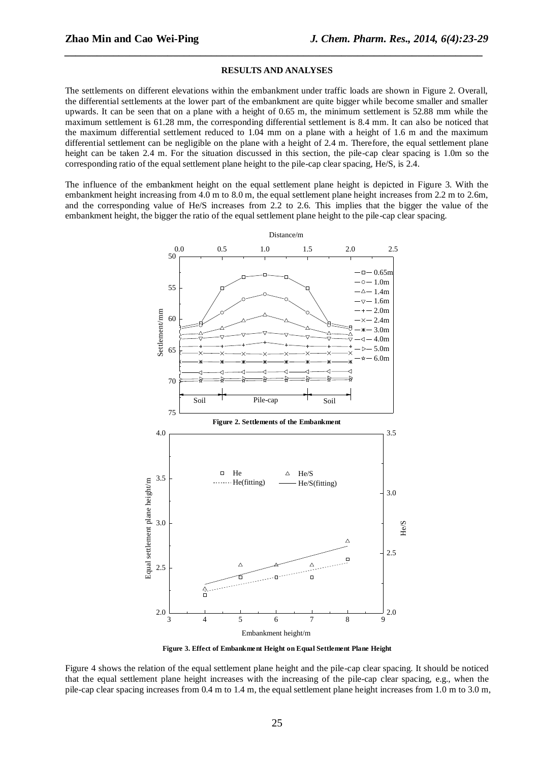## RESULTS AND ANALYSES

The settlements on different elevations within the embankment under traffic loads are shown in Figure 2. Overall, the differential settlements at the lower part of the embankment are quite bigger while become smaller and smaller upwards. It can be seen that on a plane with a height of 0.65 m, the minimum settlement is 52.88 mm while the maximum settlement is 61.28 mm, the corresponding differential settlement is 8.4 mm. It can also be noticed that the maximum differential settlement reduced to 1.04 mm on a plane with a height of 1.6 m and the maximum differential settlement can be negligible on the plane with a height of 2.4 m. Therefore, the equal settlement plane height can be taken 2.4 m. For the situation discussed in this section, the pile-cap clear spacing is 1.0m so the corresponding ratio of the equal settlement plane height to the pile-cap clear spacing, He/S, is 2.4.

The influence of the embankment height on the equal settlement plane height is depicted in Figure 3. With the embankment height increasing from 4.0 m to 8.0 m, the equal settlement plane height increases from 2.2 m to 2.6m, and the corresponding value of He/S increases from 2.2 to 2.6. This implies that the bigger the value of the embankment height, the bigger the ratio of the equal settlement plane height to the pile-cap clear spacing.

Distance/m

0.0 0.5 1.0 1.5 2.0 2.5

Settlement/mm

50 55 60 65 70 75

0.65m
1.0m
1.4m
1.6m
2.0m
2.4m
3.0m
4.0m
5.0m
6.0m

Soil | Pile-cap | Soil

**Figure 2. Settlements of the Embankment**

Equal settlement plane height/m

2.0 2.5 3.0 3.5 4.0

He/S

2.0 2.5 3.0 3.5

He
He(fitting)
He/S
He/S(fitting)

3 4 5 6 7 8 9

Embankment height/m

**Figure 3. Effect of Embankment Height on Equal Settlement Plane Height**

Figure 4 shows the relation of the equal settlement plane height and the pile-cap clear spacing. It should be noticed that the equal settlement plane height increases with the increasing of the pile-cap clear spacing, e.g., when the pile-cap clear spacing increases from 0.4 m to 1.4 m, the equal settlement plane height increases from 1.0 m to 3.0 m,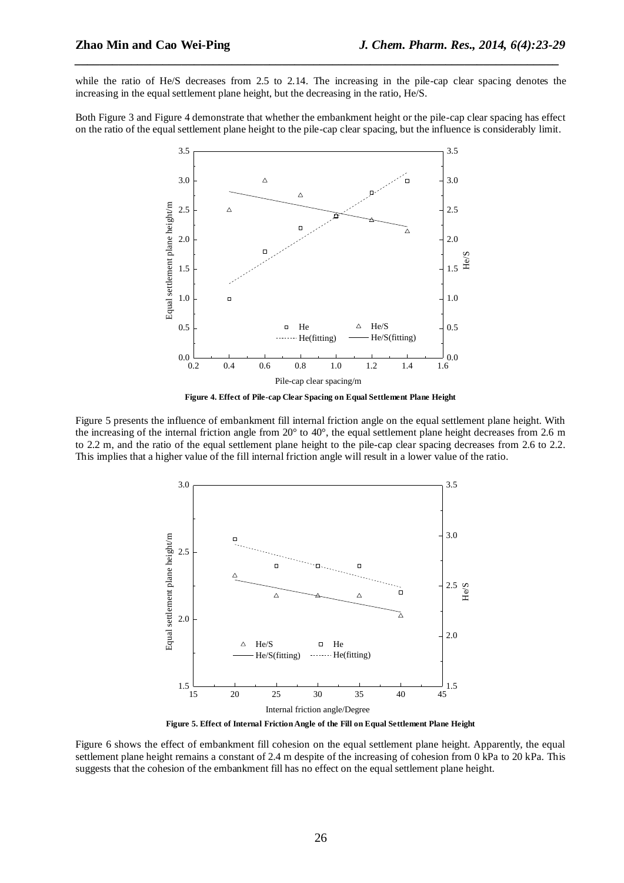while the ratio of He/S decreases from 2.5 to 2.14. The increasing in the pile-cap clear spacing denotes the increasing in the equal settlement plane height, but the decreasing in the ratio, He/S.

Both Figure 3 and Figure 4 demonstrate that whether the embankment height or the pile-cap clear spacing has effect on the ratio of the equal settlement plane height to the pile-cap clear spacing, but the influence is considerably limit.

Equal settlement plane height/m
He/S
Pile-cap clear spacing/m
He
He/S
He(fitting)
He/S(fitting)
0.0
0.5
1.0
1.5
2.0
2.5
3.0
3.5
0.2
0.4
0.6
0.8
1.0
1.2
1.4
1.6

**Figure 4. Effect of Pile-cap Clear Spacing on Equal Settlement Plane Height**

Figure 5 presents the influence of embankment fill internal friction angle on the equal settlement plane height. With the increasing of the internal friction angle from 20° to 40°, the equal settlement plane height decreases from 2.6 m to 2.2 m, and the ratio of the equal settlement plane height to the pile-cap clear spacing decreases from 2.6 to 2.2. This implies that a higher value of the fill internal friction angle will result in a lower value of the ratio.

Equal settlement plane height/m
He/S
Internal friction angle/Degree
He/S
He
He/S(fitting)
He(fitting)
1.5
2.0
2.5
3.0
3.5
15
20
25
30
35
40
45

**Figure 5. Effect of Internal Friction Angle of the Fill on Equal Settlement Plane Height**

Figure 6 shows the effect of embankment fill cohesion on the equal settlement plane height. Apparently, the equal settlement plane height remains a constant of 2.4 m despite of the increasing of cohesion from 0 kPa to 20 kPa. This suggests that the cohesion of the embankment fill has no effect on the equal settlement plane height.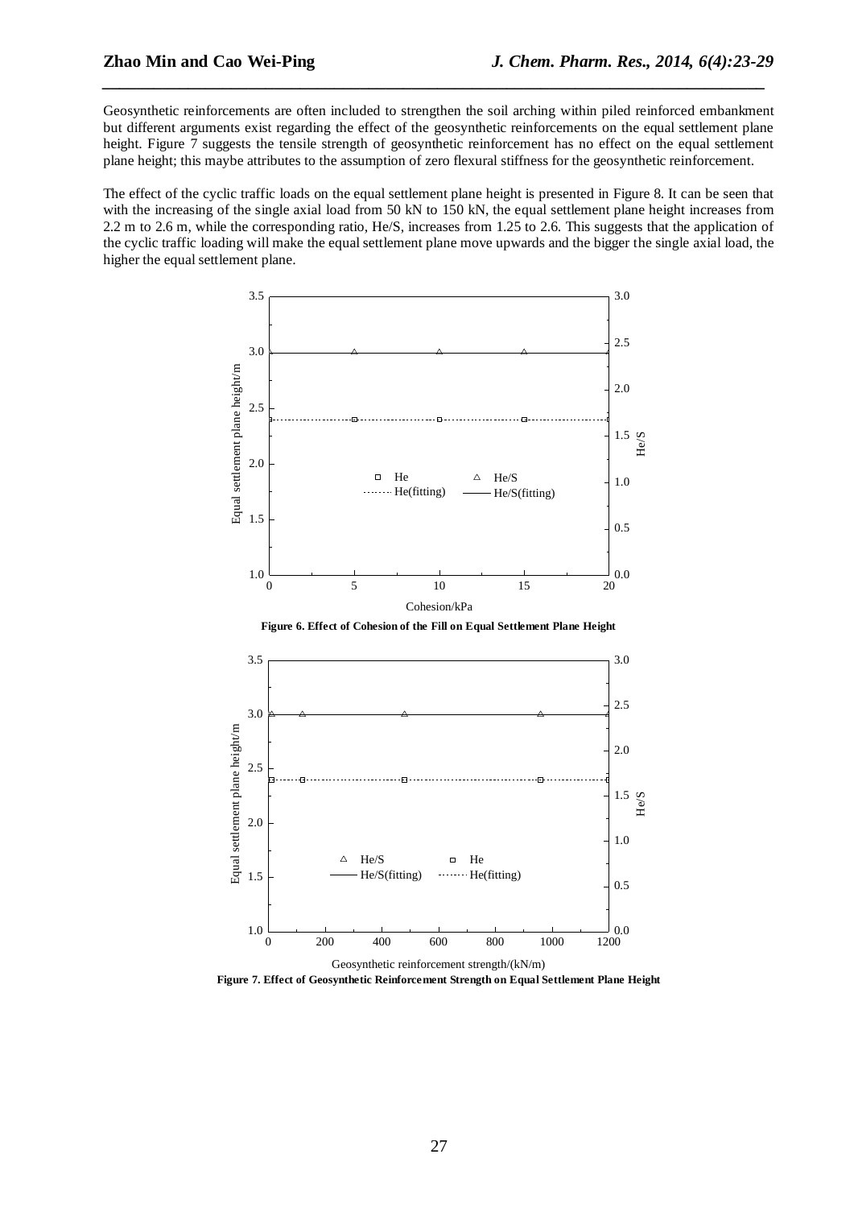Geosynthetic reinforcements are often included to strengthen the soil arching within piled reinforced embankment but different arguments exist regarding the effect of the geosynthetic reinforcements on the equal settlement plane height. Figure 7 suggests the tensile strength of geosynthetic reinforcement has no effect on the equal settlement plane height; this maybe attributes to the assumption of zero flexural stiffness for the geosynthetic reinforcement.

The effect of the cyclic traffic loads on the equal settlement plane height is presented in Figure 8. It can be seen that with the increasing of the single axial load from 50 kN to 150 kN, the equal settlement plane height increases from 2.2 m to 2.6 m, while the corresponding ratio, He/S, increases from 1.25 to 2.6. This suggests that the application of the cyclic traffic loading will make the equal settlement plane move upwards and the bigger the single axial load, the higher the equal settlement plane.

Equal settlement plane height/m
3.5
3.0
2.5
2.0
1.5
1.0
He/S
3.0
2.5
2.0
1.5
1.0
0.5
0.0
He
He(fitting)
He/S
He/S(fitting)
Cohesion/kPa
0
5
10
15
20

**Figure 6. Effect of Cohesion of the Fill on Equal Settlement Plane Height**

Equal settlement plane height/m
3.5
3.0
2.5
2.0
1.5
1.0
He/S
3.0
2.5
2.0
1.5
1.0
0.5
0.0
He/S
He/S(fitting)
He
He(fitting)
Geosynthetic reinforcement strength/(kN/m)
0
200
400
600
800
1000
1200

**Figure 7. Effect of Geosynthetic Reinforcement Strength on Equal Settlement Plane Height**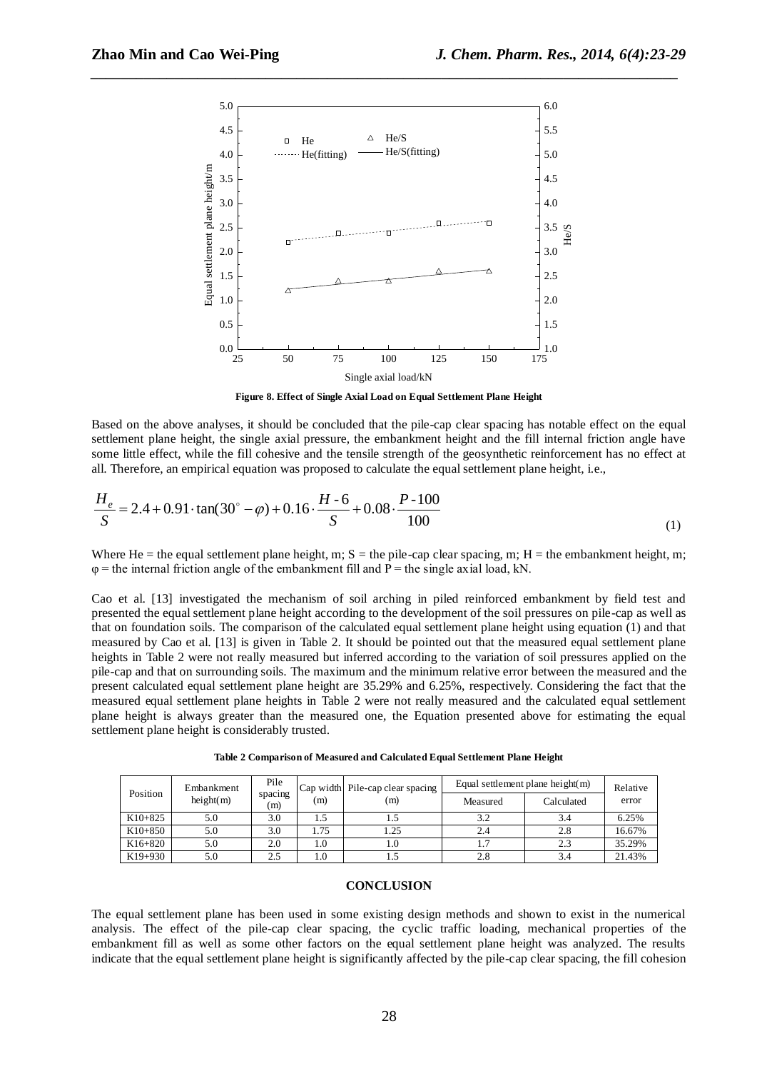Figure 8. Effect of Single Axial Load on Equal Settlement Plane Height

Based on the above analyses, it should be concluded that the pile-cap clear spacing has notable effect on the equal settlement plane height, the single axial pressure, the embankment height and the fill internal friction angle have some little effect, while the fill cohesive and the tensile strength of the geosynthetic reinforcement has no effect at all. Therefore, an empirical equation was proposed to calculate the equal settlement plane height, i.e.,

$$\frac{H_e}{S} = 2.4 + 0.91 \cdot \tan(30^\circ - \varphi) + 0.16 \cdot \frac{H - 6}{S} + 0.08 \cdot \frac{P - 100}{100} \tag{1}$$

Where He = the equal settlement plane height, m; S = the pile-cap clear spacing, m; H = the embankment height, m; φ = the internal friction angle of the embankment fill and P = the single axial load, kN.

Cao et al. [13] investigated the mechanism of soil arching in piled reinforced embankment by field test and presented the equal settlement plane height according to the development of the soil pressures on pile-cap as well as that on foundation soils. The comparison of the calculated equal settlement plane height using equation (1) and that measured by Cao et al. [13] is given in Table 2. It should be pointed out that the measured equal settlement plane heights in Table 2 were not really measured but inferred according to the variation of soil pressures applied on the pile-cap and that on surrounding soils. The maximum and the minimum relative error between the measured and the present calculated equal settlement plane height are 35.29% and 6.25%, respectively. Considering the fact that the measured equal settlement plane heights in Table 2 were not really measured and the calculated equal settlement plane height is always greater than the measured one, the Equation presented above for estimating the equal settlement plane height is considerably trusted.

**Table 2 Comparison of Measured and Calculated Equal Settlement Plane Height**

| Position | Embankment height(m) | Pile spacing (m) | Cap width (m) | Pile-cap clear spacing (m) | Equal settlement plane height(m) | | Relative error |
|---|---|---|---|---|---|---|---|
| | | | | | Measured | Calculated | |
| K10+825 | 5.0 | 3.0 | 1.5 | 1.5 | 3.2 | 3.4 | 6.25% |
| K10+850 | 5.0 | 3.0 | 1.75 | 1.25 | 2.4 | 2.8 | 16.67% |
| K16+820 | 5.0 | 2.0 | 1.0 | 1.0 | 1.7 | 2.3 | 35.29% |
| K19+930 | 5.0 | 2.5 | 1.0 | 1.5 | 2.8 | 3.4 | 21.43% |

## CONCLUSION

The equal settlement plane has been used in some existing design methods and shown to exist in the numerical analysis. The effect of the pile-cap clear spacing, the cyclic traffic loading, mechanical properties of the embankment fill as well as some other factors on the equal settlement plane height was analyzed. The results indicate that the equal settlement plane height is significantly affected by the pile-cap clear spacing, the fill cohesion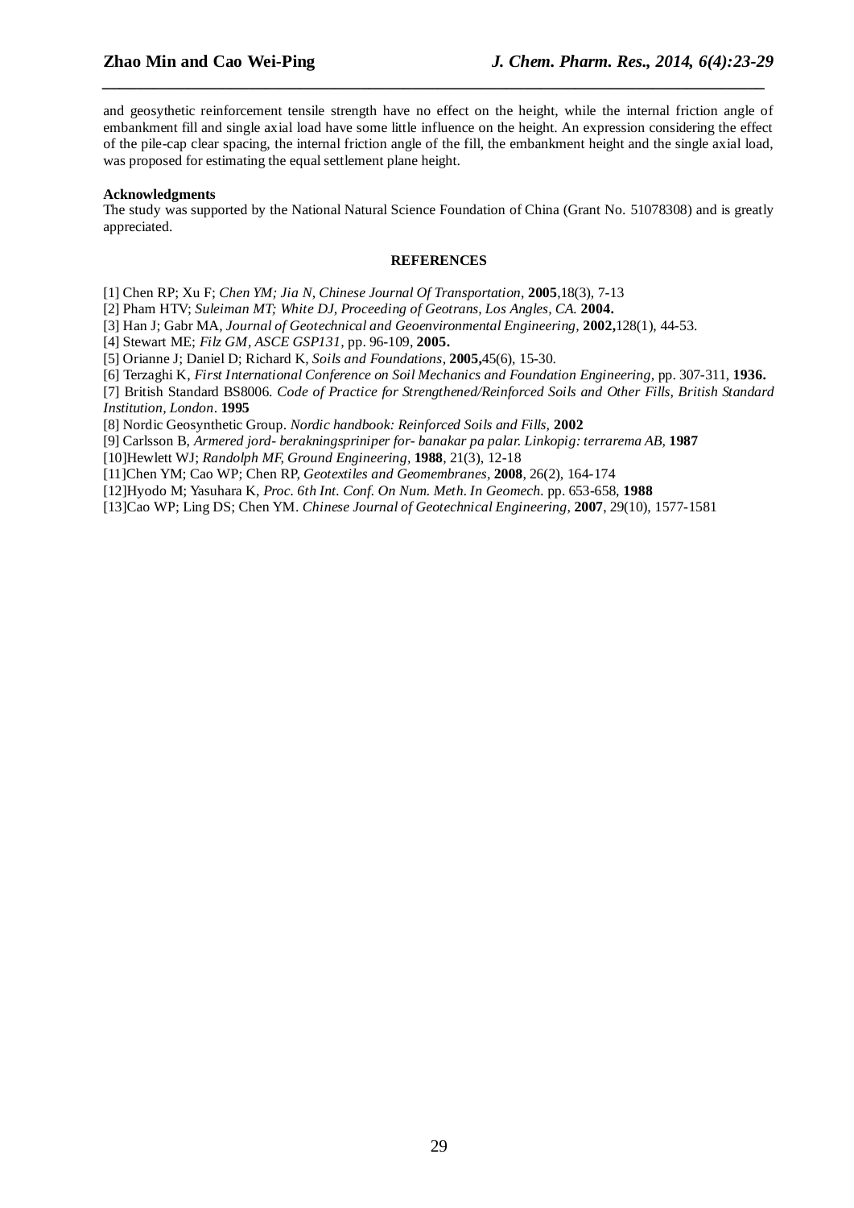and geosythetic reinforcement tensile strength have no effect on the height, while the internal friction angle of embankment fill and single axial load have some little influence on the height. An expression considering the effect of the pile-cap clear spacing, the internal friction angle of the fill, the embankment height and the single axial load, was proposed for estimating the equal settlement plane height.

**Acknowledgments**

The study was supported by the National Natural Science Foundation of China (Grant No. 51078308) and is greatly appreciated.

## REFERENCES

[1] Chen RP; Xu F; *Chen YM; Jia N, Chinese Journal Of Transportation,* **2005**,18(3), 7-13

[2] Pham HTV; *Suleiman MT; White DJ, Proceeding of Geotrans, Los Angles, CA.* **2004.**

[3] Han J; Gabr MA, *Journal of Geotechnical and Geoenvironmental Engineering*, **2002,**128(1), 44-53.

[4] Stewart ME; *Filz GM, ASCE GSP131*, pp. 96-109, **2005.**

[5] Orianne J; Daniel D; Richard K, *Soils and Foundations*, **2005,**45(6), 15-30.

[6] Terzaghi K, *First International Conference on Soil Mechanics and Foundation Engineering*, pp. 307-311, **1936.**

[7] British Standard BS8006. *Code of Practice for Strengthened/Reinforced Soils and Other Fills, British Standard Institution, London*. **1995**

[8] Nordic Geosynthetic Group. *Nordic handbook: Reinforced Soils and Fills,* **2002**

[9] Carlsson B, *Armered jord- berakningsspriniper for- banakar pa palar. Linkopig: terrarema AB,* **1987**

[10]Hewlett WJ; *Randolph MF, Ground Engineering*, **1988**, 21(3), 12-18

[11]Chen YM; Cao WP; Chen RP, *Geotextiles and Geomembranes,* **2008**, 26(2), 164-174

[12]Hyodo M; Yasuhara K, *Proc. 6th Int. Conf. On Num. Meth. In Geomech.* pp. 653-658, **1988**

[13]Cao WP; Ling DS; Chen YM. *Chinese Journal of Geotechnical Engineering,* **2007**, 29(10), 1577-1581